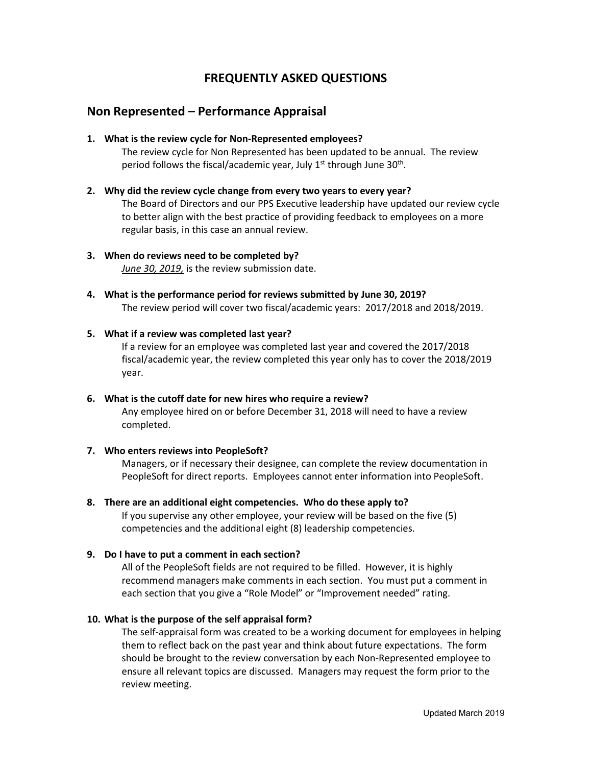# FREQUENTLY ASKED QUESTIONS

## Non Represented – Performance Appraisal

1. **What is the review cycle for Non-Represented employees?**
   The review cycle for Non Represented has been updated to be annual. The review period follows the fiscal/academic year, July 1st through June 30th.

2. **Why did the review cycle change from every two years to every year?**
   The Board of Directors and our PPS Executive leadership have updated our review cycle to better align with the best practice of providing feedback to employees on a more regular basis, in this case an annual review.

3. **When do reviews need to be completed by?**
   *June 30, 2019,* is the review submission date.

4. **What is the performance period for reviews submitted by June 30, 2019?**
   The review period will cover two fiscal/academic years: 2017/2018 and 2018/2019.

5. **What if a review was completed last year?**
   If a review for an employee was completed last year and covered the 2017/2018 fiscal/academic year, the review completed this year only has to cover the 2018/2019 year.

6. **What is the cutoff date for new hires who require a review?**
   Any employee hired on or before December 31, 2018 will need to have a review completed.

7. **Who enters reviews into PeopleSoft?**
   Managers, or if necessary their designee, can complete the review documentation in PeopleSoft for direct reports. Employees cannot enter information into PeopleSoft.

8. **There are an additional eight competencies. Who do these apply to?**
   If you supervise any other employee, your review will be based on the five (5) competencies and the additional eight (8) leadership competencies.

9. **Do I have to put a comment in each section?**
   All of the PeopleSoft fields are not required to be filled. However, it is highly recommend managers make comments in each section. You must put a comment in each section that you give a "Role Model" or "Improvement needed" rating.

10. **What is the purpose of the self appraisal form?**
    The self-appraisal form was created to be a working document for employees in helping them to reflect back on the past year and think about future expectations. The form should be brought to the review conversation by each Non-Represented employee to ensure all relevant topics are discussed. Managers may request the form prior to the review meeting.

Updated March 2019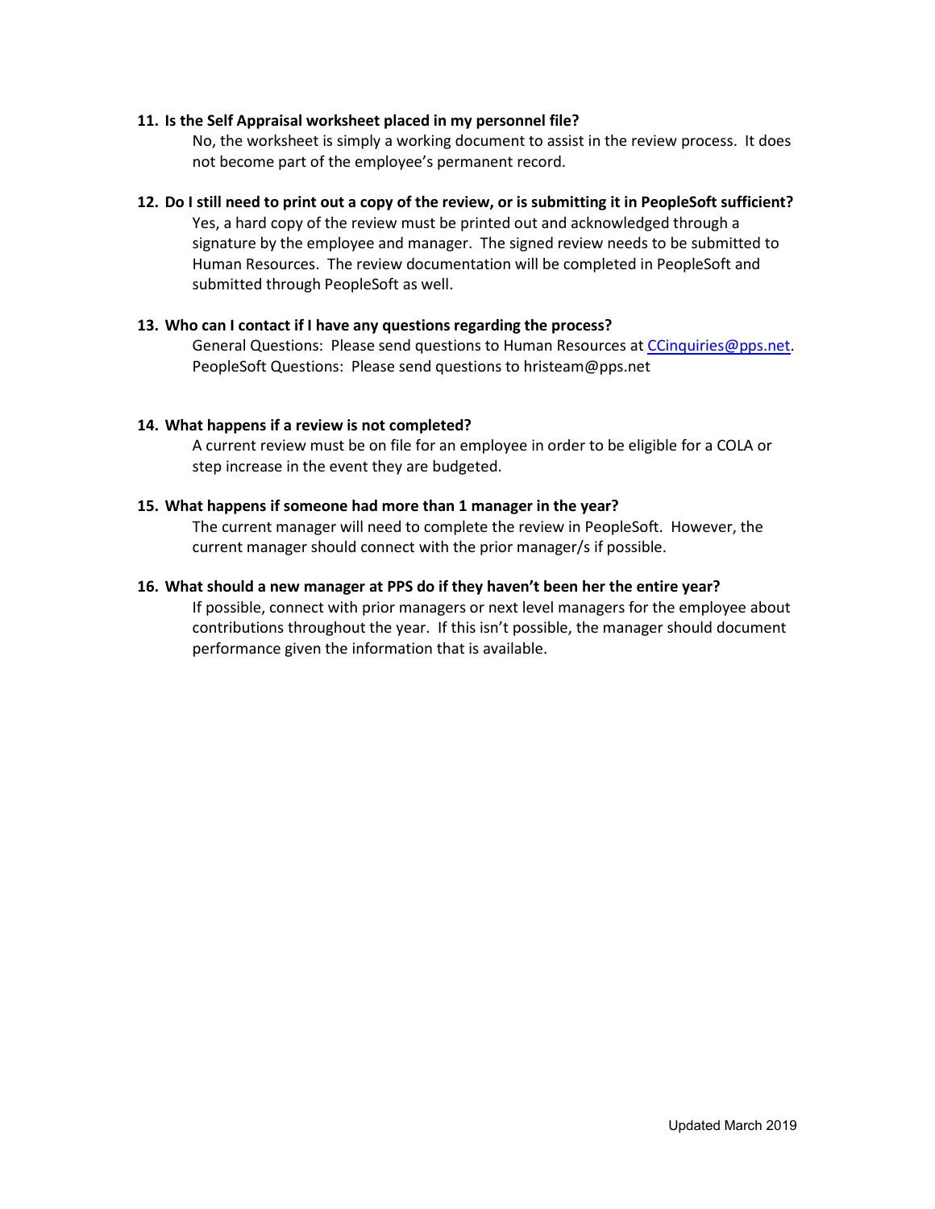**11. Is the Self Appraisal worksheet placed in my personnel file?**

No, the worksheet is simply a working document to assist in the review process. It does not become part of the employee's permanent record.

**12. Do I still need to print out a copy of the review, or is submitting it in PeopleSoft sufficient?**

Yes, a hard copy of the review must be printed out and acknowledged through a signature by the employee and manager. The signed review needs to be submitted to Human Resources. The review documentation will be completed in PeopleSoft and submitted through PeopleSoft as well.

**13. Who can I contact if I have any questions regarding the process?**

General Questions: Please send questions to Human Resources at [CCinquiries@pps.net](mailto:CCinquiries@pps.net).
PeopleSoft Questions: Please send questions to hristeam@pps.net

**14. What happens if a review is not completed?**

A current review must be on file for an employee in order to be eligible for a COLA or step increase in the event they are budgeted.

**15. What happens if someone had more than 1 manager in the year?**

The current manager will need to complete the review in PeopleSoft. However, the current manager should connect with the prior manager/s if possible.

**16. What should a new manager at PPS do if they haven't been her the entire year?**

If possible, connect with prior managers or next level managers for the employee about contributions throughout the year. If this isn't possible, the manager should document performance given the information that is available.

Updated March 2019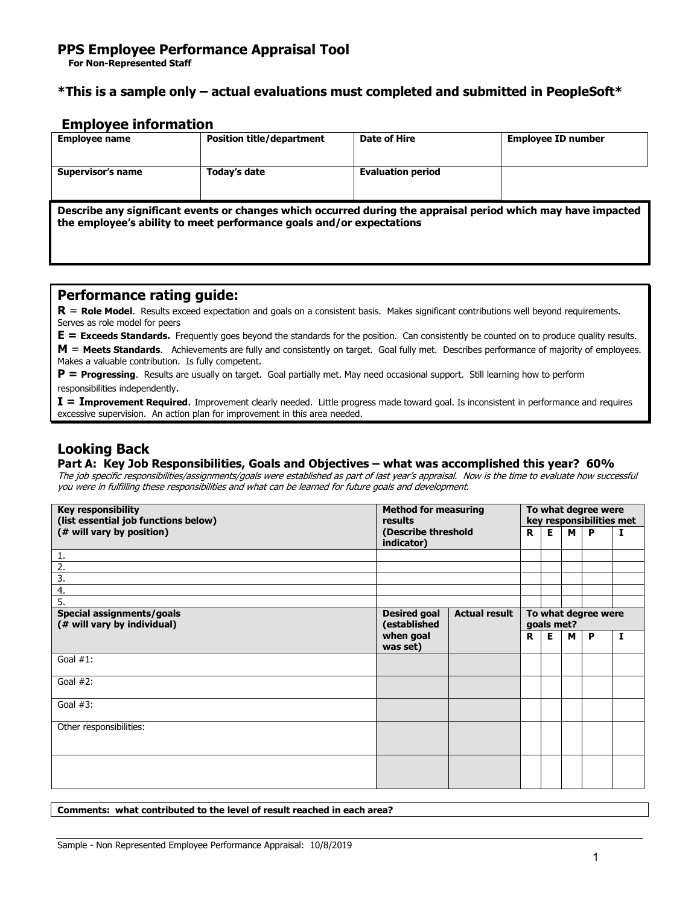# PPS Employee Performance Appraisal Tool

**For Non-Represented Staff**

### *This is a sample only – actual evaluations must completed and submitted in PeopleSoft*

## Employee information

| Employee name | Position title/department | Date of Hire | Employee ID number |
|---|---|---|---|
| | | | |
| **Supervisor's name** | **Today's date** | **Evaluation period** | |
| | | | |

| Describe any significant events or changes which occurred during the appraisal period which may have impacted the employee's ability to meet performance goals and/or expectations |
|---|
| |

## Performance rating guide:

**R** = **Role Model**. Results exceed expectation and goals on a consistent basis. Makes significant contributions well beyond requirements. Serves as role model for peers

**E = Exceeds Standards.** Frequently goes beyond the standards for the position. Can consistently be counted on to produce quality results.

**M** = **Meets Standards**. Achievements are fully and consistently on target. Goal fully met. Describes performance of majority of employees. Makes a valuable contribution. Is fully competent.

**P = Progressing**. Results are usually on target. Goal partially met. May need occasional support. Still learning how to perform responsibilities independently.

**I = Improvement Required**. Improvement clearly needed. Little progress made toward goal. Is inconsistent in performance and requires excessive supervision. An action plan for improvement in this area needed.

## Looking Back

### Part A: Key Job Responsibilities, Goals and Objectives – what was accomplished this year? 60%

*The job specific responsibilities/assignments/goals were established as part of last year's appraisal. Now is the time to evaluate how successful you were in fulfilling these responsibilities and what can be learned for future goals and development.*

| Key responsibility (list essential job functions below) (# will vary by position) | Method for measuring results (Describe threshold indicator) | | To what degree were key responsibilities met | | | | |
|---|---|---|---|---|---|---|---|
| | | | **R** | **E** | **M** | **P** | **I** |
| 1. | | | | | | | |
| 2. | | | | | | | |
| 3. | | | | | | | |
| 4. | | | | | | | |
| 5. | | | | | | | |
| **Special assignments/goals (# will vary by individual)** | **Desired goal (established when goal was set)** | **Actual result** | **To what degree were goals met?** | | | | |
| | | | **R** | **E** | **M** | **P** | **I** |
| Goal #1: | | | | | | | |
| Goal #2: | | | | | | | |
| Goal #3: | | | | | | | |
| Other responsibilities: | | | | | | | |
| | | | | | | | |

| Comments: what contributed to the level of result reached in each area? |
|---|

Sample - Non Represented Employee Performance Appraisal: 10/8/2019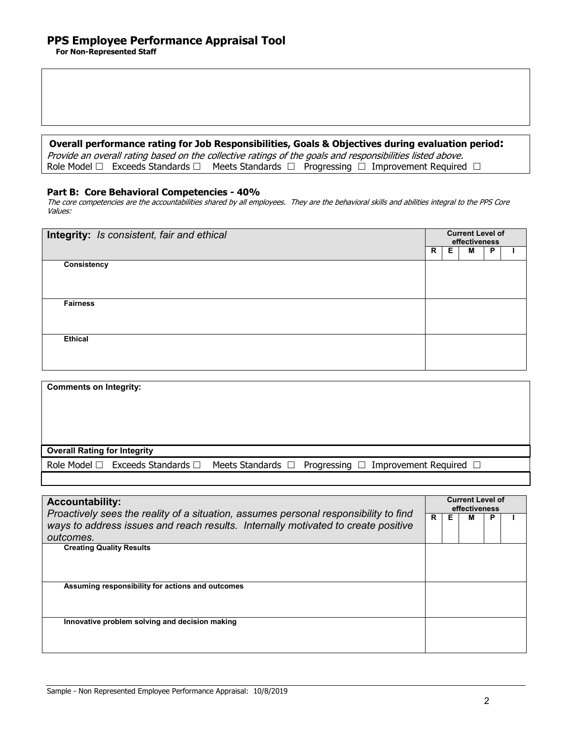# PPS Employee Performance Appraisal Tool

**For Non-Represented Staff**

**Overall performance rating for Job Responsibilities, Goals & Objectives during evaluation period:**

*Provide an overall rating based on the collective ratings of the goals and responsibilities listed above.*

Role Model ☐ Exceeds Standards ☐ Meets Standards ☐ Progressing ☐ Improvement Required ☐

### Part B: Core Behavioral Competencies - 40%

*The core competencies are the accountabilities shared by all employees. They are the behavioral skills and abilities integral to the PPS Core Values:*

| **Integrity:** *Is consistent, fair and ethical* | **Current Level of effectiveness** | | | | |
|---|---|---|---|---|---|
| | **R** | **E** | **M** | **P** | **I** |
| **Consistency** | | | | | |
| **Fairness** | | | | | |
| **Ethical** | | | | | |

**Comments on Integrity:**

**Overall Rating for Integrity**

Role Model ☐ Exceeds Standards ☐ Meets Standards ☐ Progressing ☐ Improvement Required ☐

| **Accountability:** *Proactively sees the reality of a situation, assumes personal responsibility to find ways to address issues and reach results. Internally motivated to create positive outcomes.* | **Current Level of effectiveness** | | | | |
|---|---|---|---|---|---|
| | **R** | **E** | **M** | **P** | **I** |
| **Creating Quality Results** | | | | | |
| **Assuming responsibility for actions and outcomes** | | | | | |
| **Innovative problem solving and decision making** | | | | | |

Sample - Non Represented Employee Performance Appraisal: 10/8/2019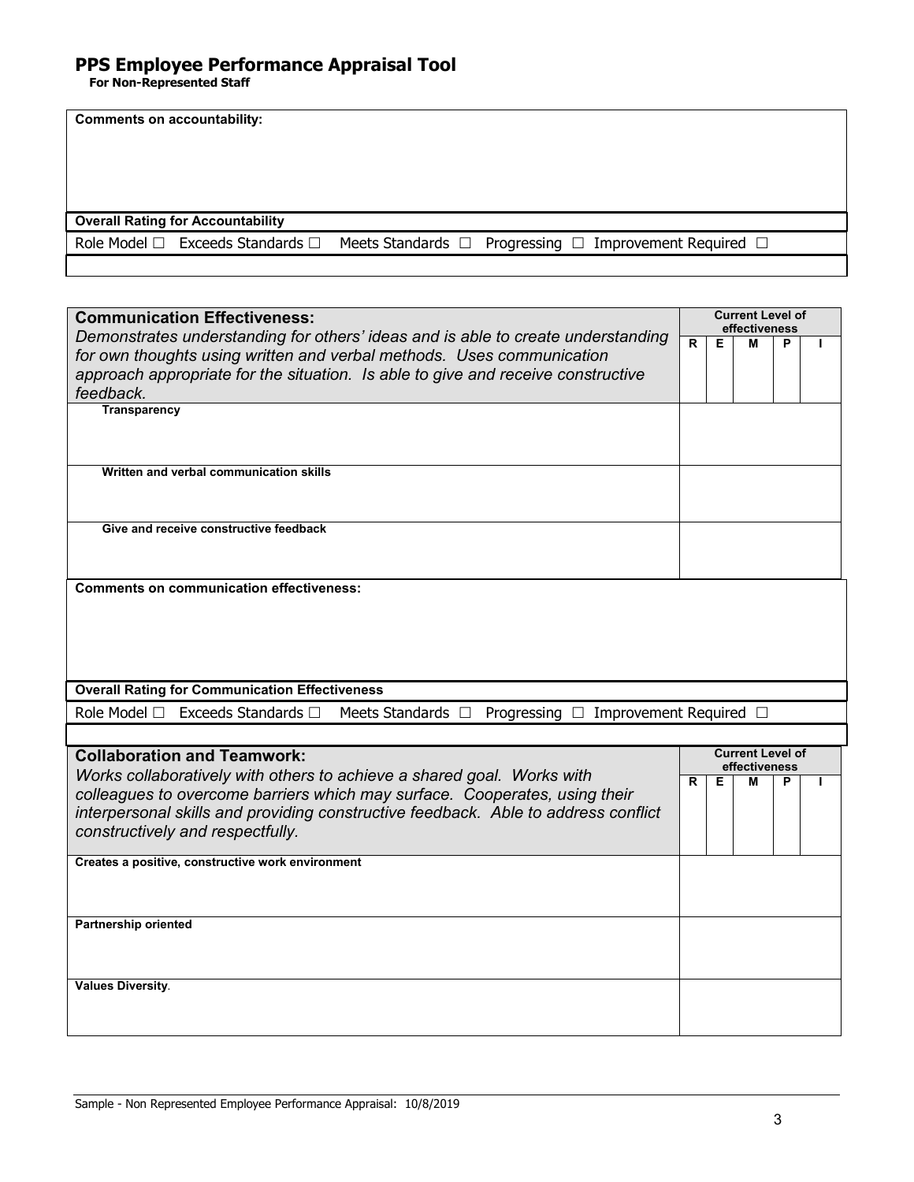# PPS Employee Performance Appraisal Tool

**For Non-Represented Staff**

| **Comments on accountability:** |
|---|
| |
| **Overall Rating for Accountability** |
| Role Model ☐ Exceeds Standards ☐ Meets Standards ☐ Progressing ☐ Improvement Required ☐ |

| **Communication Effectiveness:** *Demonstrates understanding for others' ideas and is able to create understanding for own thoughts using written and verbal methods. Uses communication approach appropriate for the situation. Is able to give and receive constructive feedback.* | **Current Level of effectiveness** | | | | |
|---|---|---|---|---|---|
| | **R** | **E** | **M** | **P** | **I** |
| **Transparency** | | | | | |
| **Written and verbal communication skills** | | | | | |
| **Give and receive constructive feedback** | | | | | |

| **Comments on communication effectiveness:** |
|---|
| |
| **Overall Rating for Communication Effectiveness** |
| Role Model ☐ Exceeds Standards ☐ Meets Standards ☐ Progressing ☐ Improvement Required ☐ |

| **Collaboration and Teamwork:** *Works collaboratively with others to achieve a shared goal. Works with colleagues to overcome barriers which may surface. Cooperates, using their interpersonal skills and providing constructive feedback. Able to address conflict constructively and respectfully.* | **Current Level of effectiveness** | | | | |
|---|---|---|---|---|---|
| | **R** | **E** | **M** | **P** | **I** |
| **Creates a positive, constructive work environment** | | | | | |
| **Partnership oriented** | | | | | |
| **Values Diversity**. | | | | | |

Sample - Non Represented Employee Performance Appraisal: 10/8/2019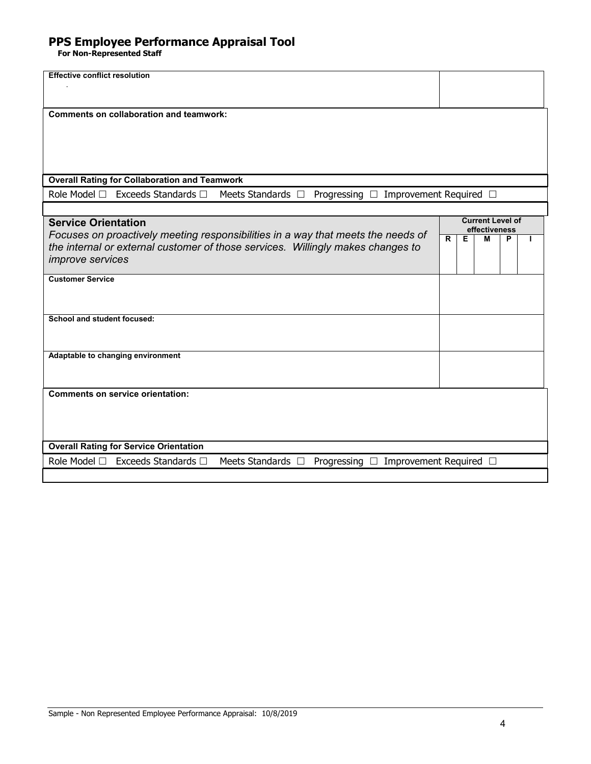# PPS Employee Performance Appraisal Tool

**For Non-Represented Staff**

| **Effective conflict resolution** | |
|---|---|

**Comments on collaboration and teamwork:**

**Overall Rating for Collaboration and Teamwork**

Role Model ☐ Exceeds Standards ☐ Meets Standards ☐ Progressing ☐ Improvement Required ☐

| **Service Orientation**<br>*Focuses on proactively meeting responsibilities in a way that meets the needs of the internal or external customer of those services. Willingly makes changes to improve services* | **Current Level of effectiveness** | | | | |
|---|---|---|---|---|---|
| | **R** | **E** | **M** | **P** | **I** |
| **Customer Service** | | | | | |
| **School and student focused:** | | | | | |
| **Adaptable to changing environment** | | | | | |

**Comments on service orientation:**

**Overall Rating for Service Orientation**

Role Model ☐ Exceeds Standards ☐ Meets Standards ☐ Progressing ☐ Improvement Required ☐

Sample - Non Represented Employee Performance Appraisal: 10/8/2019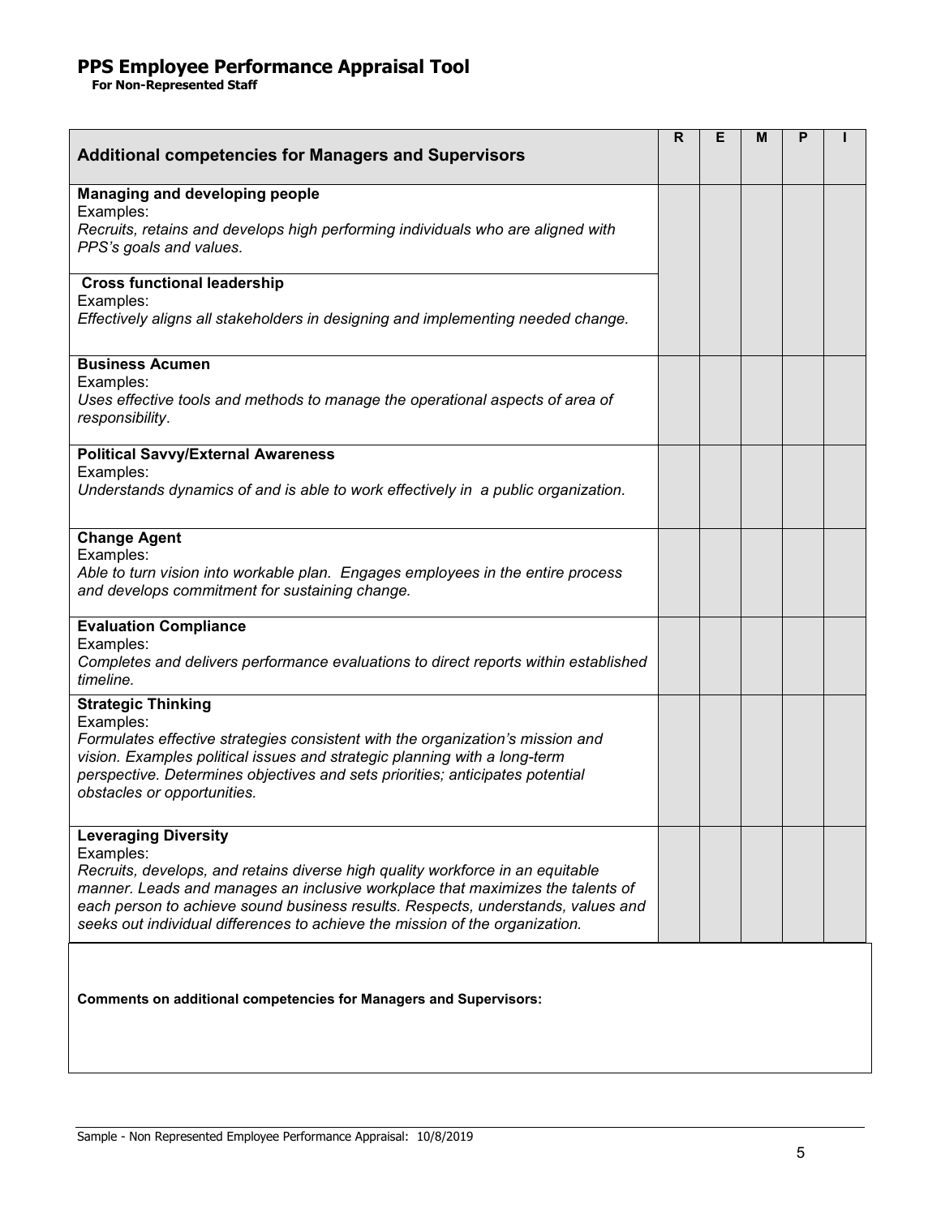# PPS Employee Performance Appraisal Tool

**For Non-Represented Staff**

| **Additional competencies for Managers and Supervisors** | R | E | M | P | I |
|---|---|---|---|---|---|
| **Managing and developing people**<br>Examples:<br>*Recruits, retains and develops high performing individuals who are aligned with PPS's goals and values.* | | | | | |
| **Cross functional leadership**<br>Examples:<br>*Effectively aligns all stakeholders in designing and implementing needed change.* | | | | | |
| **Business Acumen**<br>Examples:<br>*Uses effective tools and methods to manage the operational aspects of area of responsibility*. | | | | | |
| **Political Savvy/External Awareness**<br>Examples:<br>*Understands dynamics of and is able to work effectively in a public organization.* | | | | | |
| **Change Agent**<br>Examples:<br>*Able to turn vision into workable plan. Engages employees in the entire process and develops commitment for sustaining change.* | | | | | |
| **Evaluation Compliance**<br>Examples:<br>*Completes and delivers performance evaluations to direct reports within established timeline.* | | | | | |
| **Strategic Thinking**<br>Examples:<br>*Formulates effective strategies consistent with the organization's mission and vision. Examples political issues and strategic planning with a long-term perspective. Determines objectives and sets priorities; anticipates potential obstacles or opportunities.* | | | | | |
| **Leveraging Diversity**<br>Examples:<br>*Recruits, develops, and retains diverse high quality workforce in an equitable manner. Leads and manages an inclusive workplace that maximizes the talents of each person to achieve sound business results. Respects, understands, values and seeks out individual differences to achieve the mission of the organization.* | | | | | |

**Comments on additional competencies for Managers and Supervisors:**

Sample - Non Represented Employee Performance Appraisal: 10/8/2019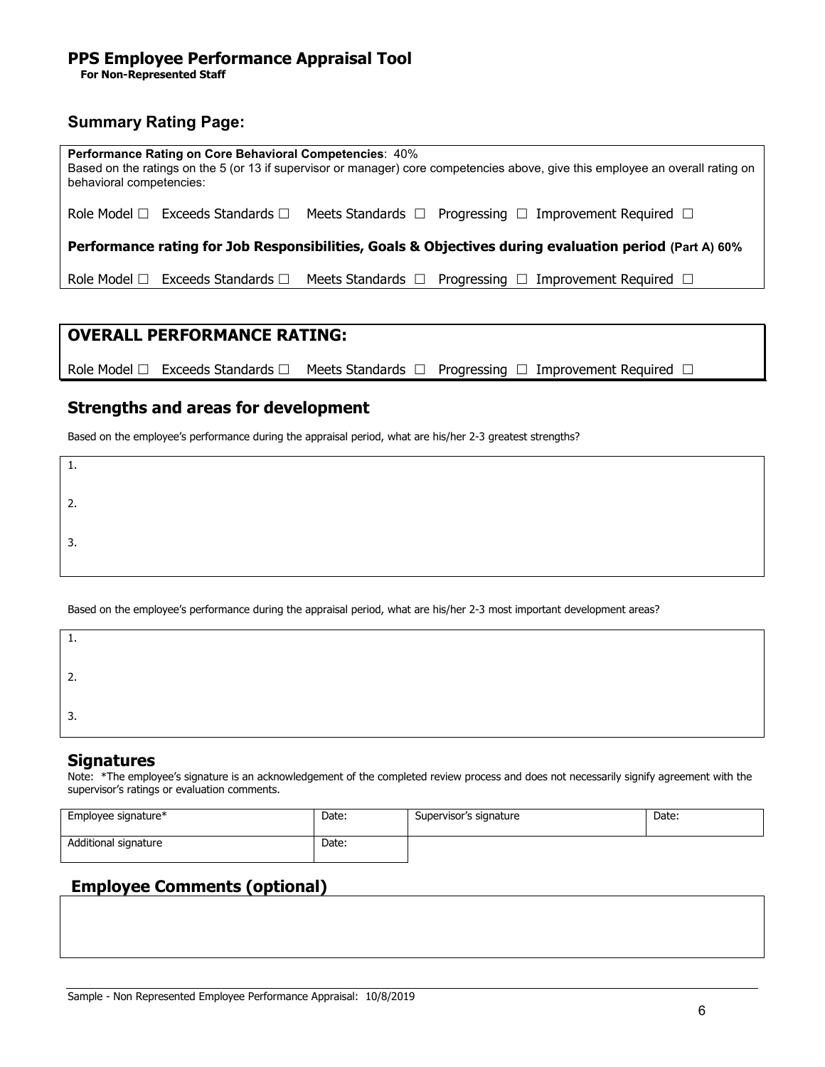# PPS Employee Performance Appraisal Tool

**For Non-Represented Staff**

## Summary Rating Page:

**Performance Rating on Core Behavioral Competencies**: 40%
Based on the ratings on the 5 (or 13 if supervisor or manager) core competencies above, give this employee an overall rating on behavioral competencies:

Role Model ☐ Exceeds Standards ☐ Meets Standards ☐ Progressing ☐ Improvement Required ☐

**Performance rating for Job Responsibilities, Goals & Objectives during evaluation period (Part A) 60%**

Role Model ☐ Exceeds Standards ☐ Meets Standards ☐ Progressing ☐ Improvement Required ☐

## OVERALL PERFORMANCE RATING:

Role Model ☐ Exceeds Standards ☐ Meets Standards ☐ Progressing ☐ Improvement Required ☐

## Strengths and areas for development

Based on the employee's performance during the appraisal period, what are his/her 2-3 greatest strengths?

1.

2.

3.

Based on the employee's performance during the appraisal period, what are his/her 2-3 most important development areas?

1.

2.

3.

## Signatures

Note: *The employee's signature is an acknowledgement of the completed review process and does not necessarily signify agreement with the supervisor's ratings or evaluation comments.

| Employee signature* | Date: | Supervisor's signature | Date: |
|---|---|---|---|
| Additional signature | Date: | | |

## Employee Comments (optional)

Sample - Non Represented Employee Performance Appraisal: 10/8/2019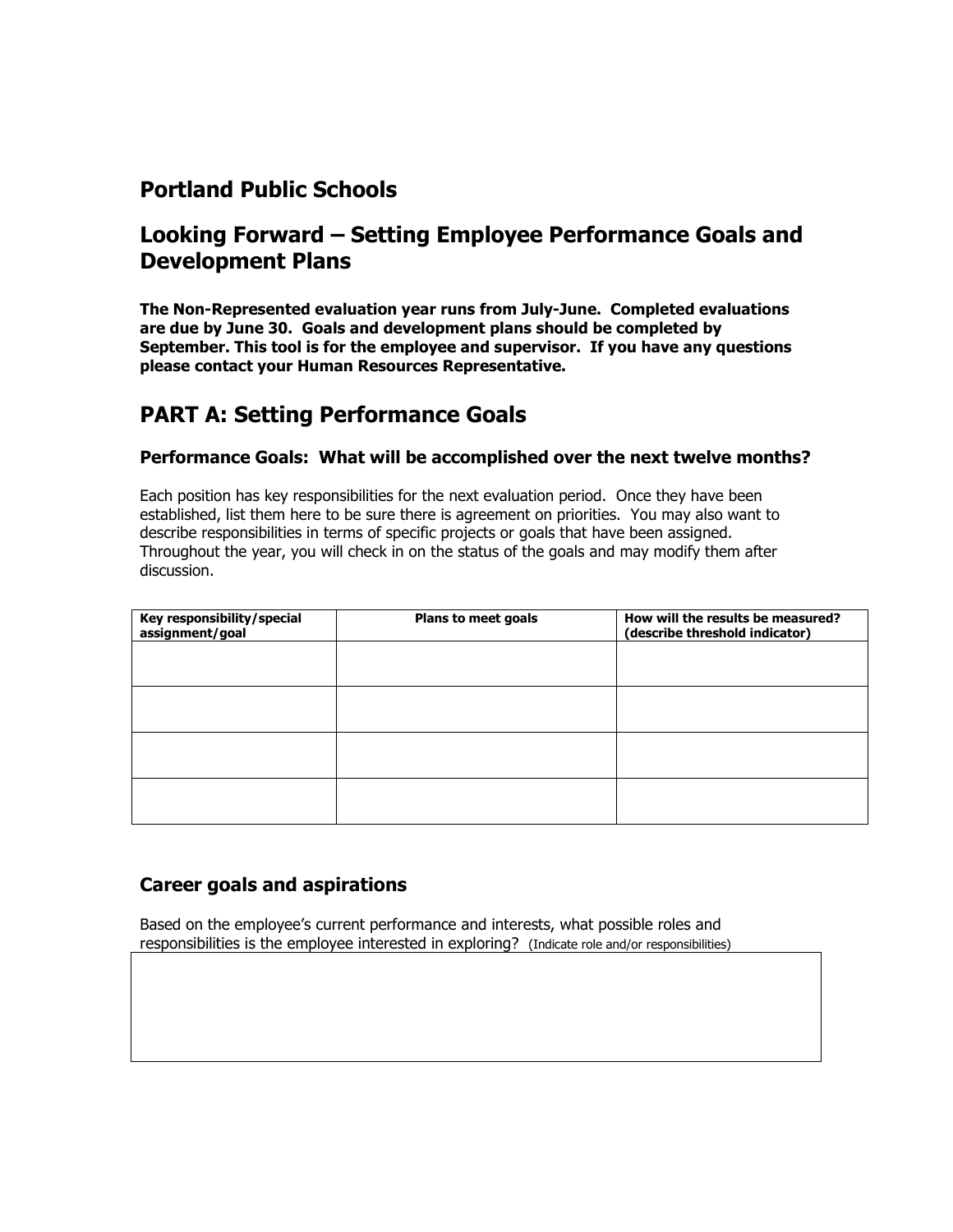# Portland Public Schools

## Looking Forward – Setting Employee Performance Goals and Development Plans

**The Non-Represented evaluation year runs from July-June. Completed evaluations are due by June 30. Goals and development plans should be completed by September. This tool is for the employee and supervisor. If you have any questions please contact your Human Resources Representative.**

## PART A: Setting Performance Goals

### Performance Goals: What will be accomplished over the next twelve months?

Each position has key responsibilities for the next evaluation period. Once they have been established, list them here to be sure there is agreement on priorities. You may also want to describe responsibilities in terms of specific projects or goals that have been assigned. Throughout the year, you will check in on the status of the goals and may modify them after discussion.

| Key responsibility/special assignment/goal | Plans to meet goals | How will the results be measured? (describe threshold indicator) |
|---|---|---|
| | | |
| | | |
| | | |
| | | |

### Career goals and aspirations

Based on the employee's current performance and interests, what possible roles and responsibilities is the employee interested in exploring? (Indicate role and/or responsibilities)

| |
|---|
| |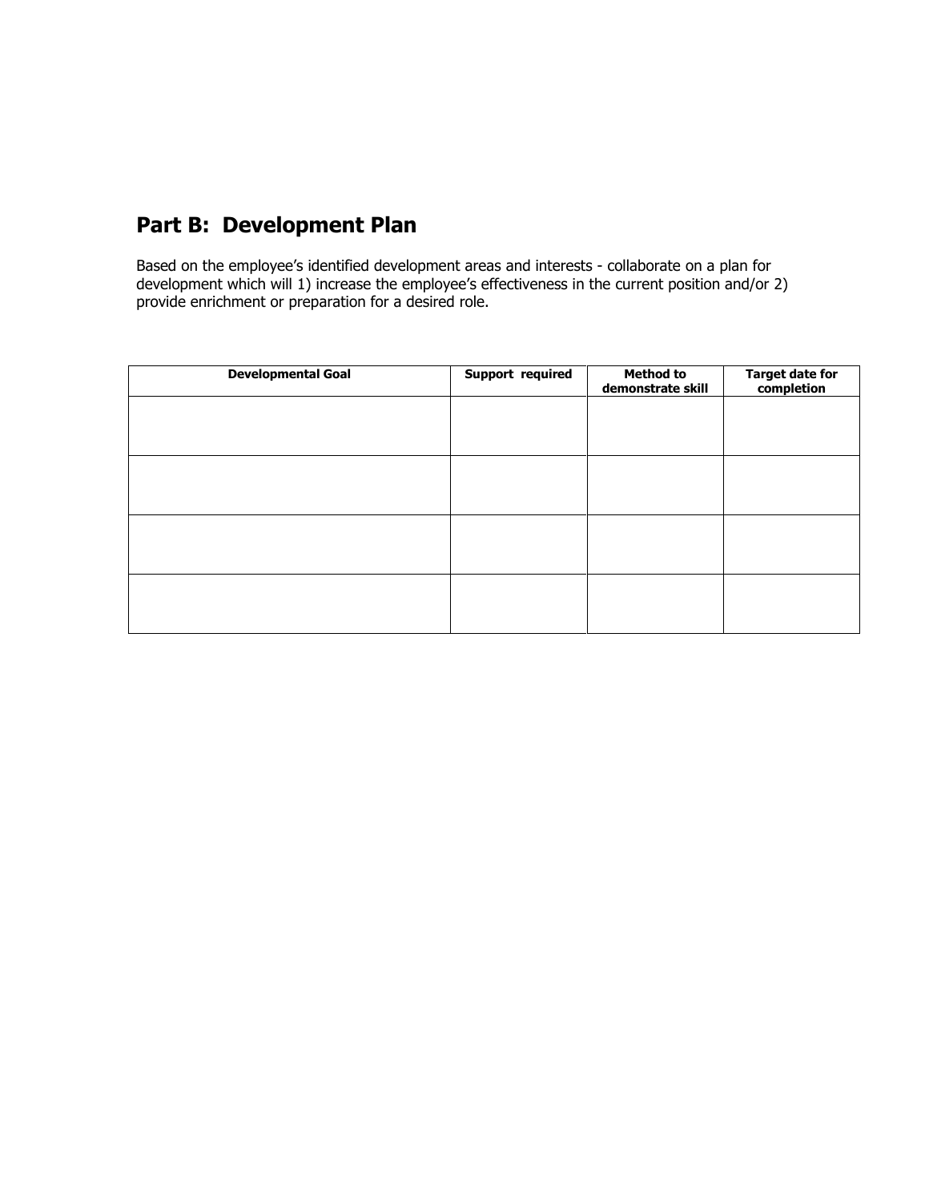## Part B: Development Plan

Based on the employee's identified development areas and interests - collaborate on a plan for development which will 1) increase the employee's effectiveness in the current position and/or 2) provide enrichment or preparation for a desired role.

| Developmental Goal | Support required | Method to demonstrate skill | Target date for completion |
|---|---|---|---|
| | | | |
| | | | |
| | | | |
| | | | |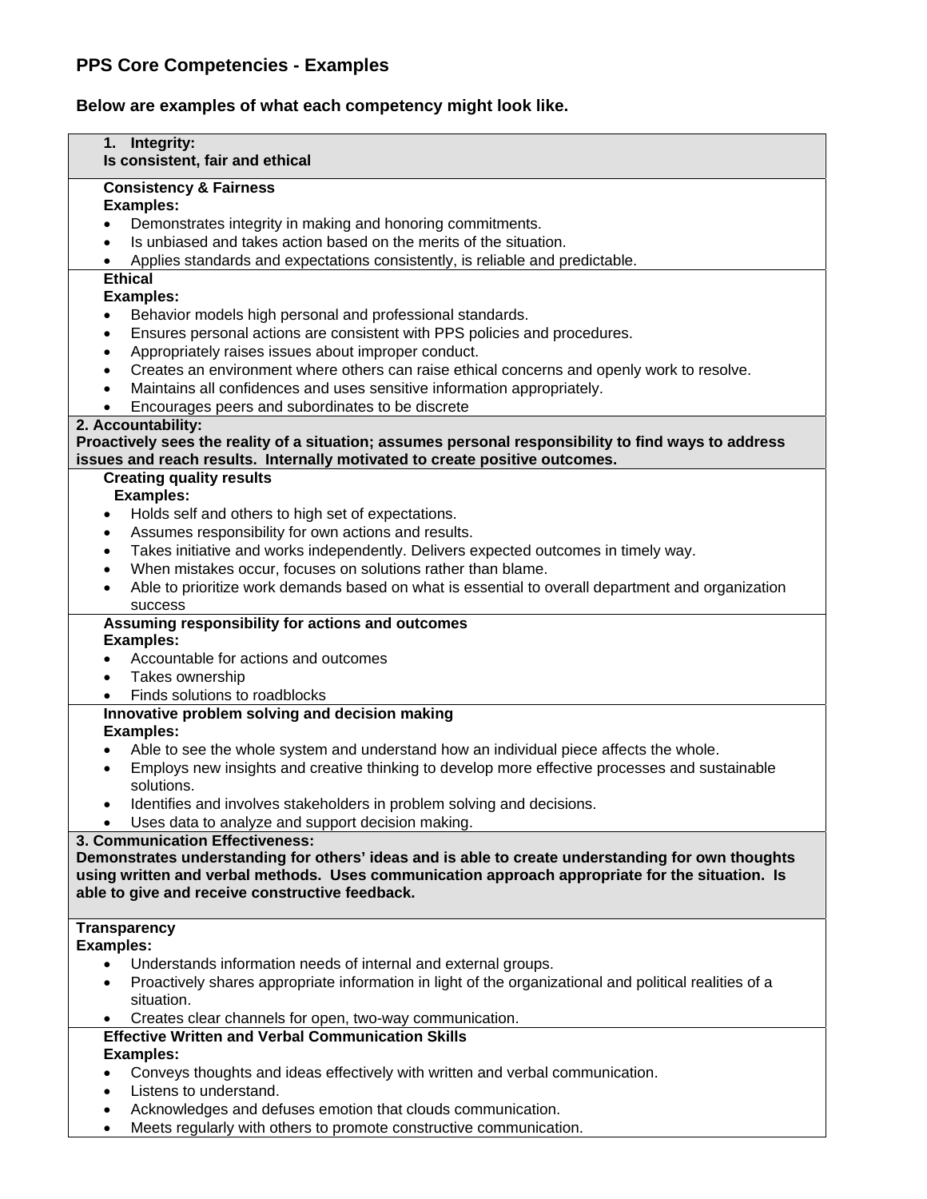## PPS Core Competencies - Examples

**Below are examples of what each competency might look like.**

### 1. Integrity:
**Is consistent, fair and ethical**

**Consistency & Fairness**

**Examples:**

- Demonstrates integrity in making and honoring commitments.
- Is unbiased and takes action based on the merits of the situation.
- Applies standards and expectations consistently, is reliable and predictable.

**Ethical**

**Examples:**

- Behavior models high personal and professional standards.
- Ensures personal actions are consistent with PPS policies and procedures.
- Appropriately raises issues about improper conduct.
- Creates an environment where others can raise ethical concerns and openly work to resolve.
- Maintains all confidences and uses sensitive information appropriately.
- Encourages peers and subordinates to be discrete

### 2. Accountability:
**Proactively sees the reality of a situation; assumes personal responsibility to find ways to address issues and reach results. Internally motivated to create positive outcomes.**

**Creating quality results**

**Examples:**

- Holds self and others to high set of expectations.
- Assumes responsibility for own actions and results.
- Takes initiative and works independently. Delivers expected outcomes in timely way.
- When mistakes occur, focuses on solutions rather than blame.
- Able to prioritize work demands based on what is essential to overall department and organization success

**Assuming responsibility for actions and outcomes**

**Examples:**

- Accountable for actions and outcomes
- Takes ownership
- Finds solutions to roadblocks

**Innovative problem solving and decision making**

**Examples:**

- Able to see the whole system and understand how an individual piece affects the whole.
- Employs new insights and creative thinking to develop more effective processes and sustainable solutions.
- Identifies and involves stakeholders in problem solving and decisions.
- Uses data to analyze and support decision making.

### 3. Communication Effectiveness:
**Demonstrates understanding for others' ideas and is able to create understanding for own thoughts using written and verbal methods. Uses communication approach appropriate for the situation. Is able to give and receive constructive feedback.**

**Transparency**

**Examples:**

- Understands information needs of internal and external groups.
- Proactively shares appropriate information in light of the organizational and political realities of a situation.
- Creates clear channels for open, two-way communication.

**Effective Written and Verbal Communication Skills**

**Examples:**

- Conveys thoughts and ideas effectively with written and verbal communication.
- Listens to understand.
- Acknowledges and defuses emotion that clouds communication.
- Meets regularly with others to promote constructive communication.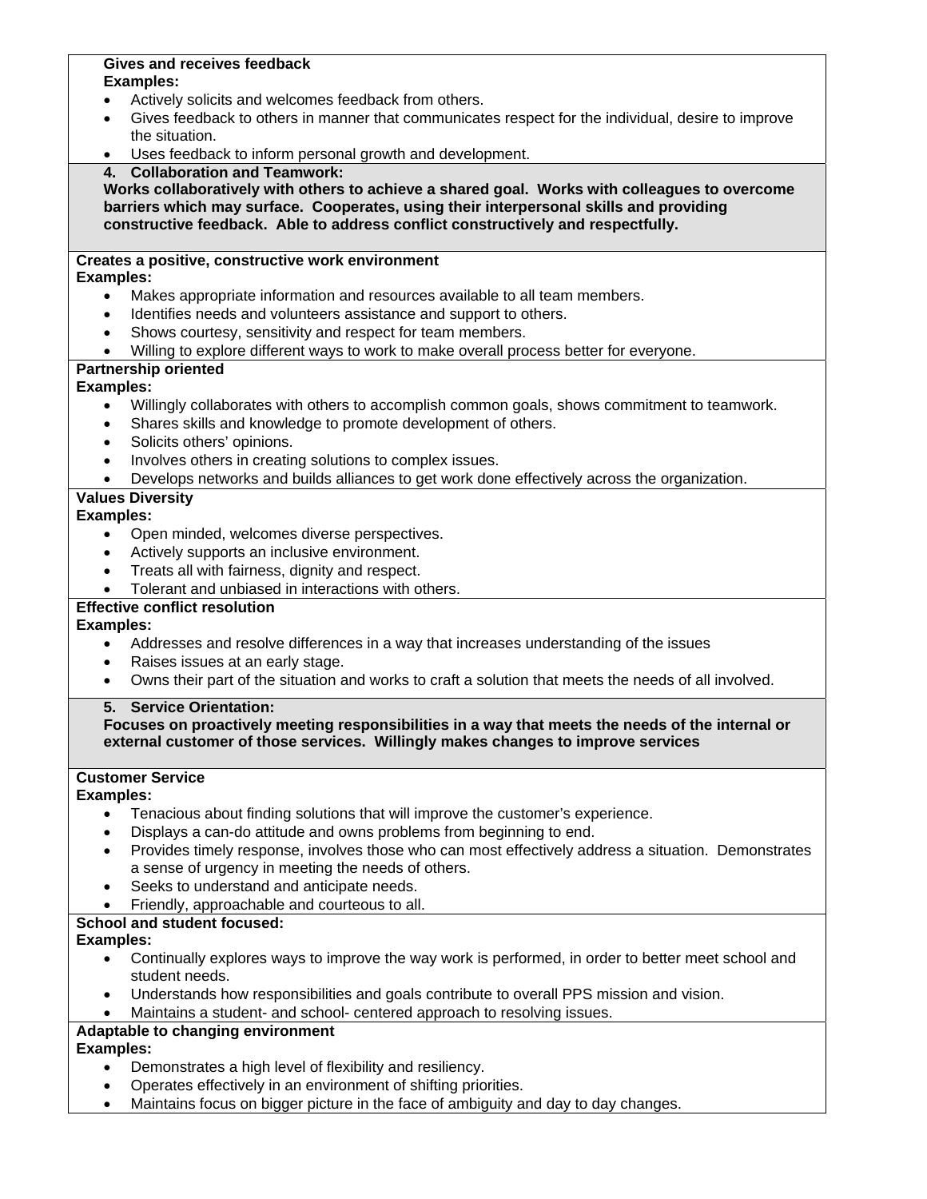**Gives and receives feedback**
**Examples:**

- Actively solicits and welcomes feedback from others.
- Gives feedback to others in manner that communicates respect for the individual, desire to improve the situation.
- Uses feedback to inform personal growth and development.

## 4. Collaboration and Teamwork:

**Works collaboratively with others to achieve a shared goal. Works with colleagues to overcome barriers which may surface. Cooperates, using their interpersonal skills and providing constructive feedback. Able to address conflict constructively and respectfully.**

**Creates a positive, constructive work environment**
**Examples:**

- Makes appropriate information and resources available to all team members.
- Identifies needs and volunteers assistance and support to others.
- Shows courtesy, sensitivity and respect for team members.
- Willing to explore different ways to work to make overall process better for everyone.

**Partnership oriented**
**Examples:**

- Willingly collaborates with others to accomplish common goals, shows commitment to teamwork.
- Shares skills and knowledge to promote development of others.
- Solicits others' opinions.
- Involves others in creating solutions to complex issues.
- Develops networks and builds alliances to get work done effectively across the organization.

**Values Diversity**
**Examples:**

- Open minded, welcomes diverse perspectives.
- Actively supports an inclusive environment.
- Treats all with fairness, dignity and respect.
- Tolerant and unbiased in interactions with others.

**Effective conflict resolution**
**Examples:**

- Addresses and resolve differences in a way that increases understanding of the issues
- Raises issues at an early stage.
- Owns their part of the situation and works to craft a solution that meets the needs of all involved.

## 5. Service Orientation:

**Focuses on proactively meeting responsibilities in a way that meets the needs of the internal or external customer of those services. Willingly makes changes to improve services**

**Customer Service**
**Examples:**

- Tenacious about finding solutions that will improve the customer's experience.
- Displays a can-do attitude and owns problems from beginning to end.
- Provides timely response, involves those who can most effectively address a situation. Demonstrates a sense of urgency in meeting the needs of others.
- Seeks to understand and anticipate needs.
- Friendly, approachable and courteous to all.

**School and student focused:**
**Examples:**

- Continually explores ways to improve the way work is performed, in order to better meet school and student needs.
- Understands how responsibilities and goals contribute to overall PPS mission and vision.
- Maintains a student- and school- centered approach to resolving issues.

**Adaptable to changing environment**
**Examples:**

- Demonstrates a high level of flexibility and resiliency.
- Operates effectively in an environment of shifting priorities.
- Maintains focus on bigger picture in the face of ambiguity and day to day changes.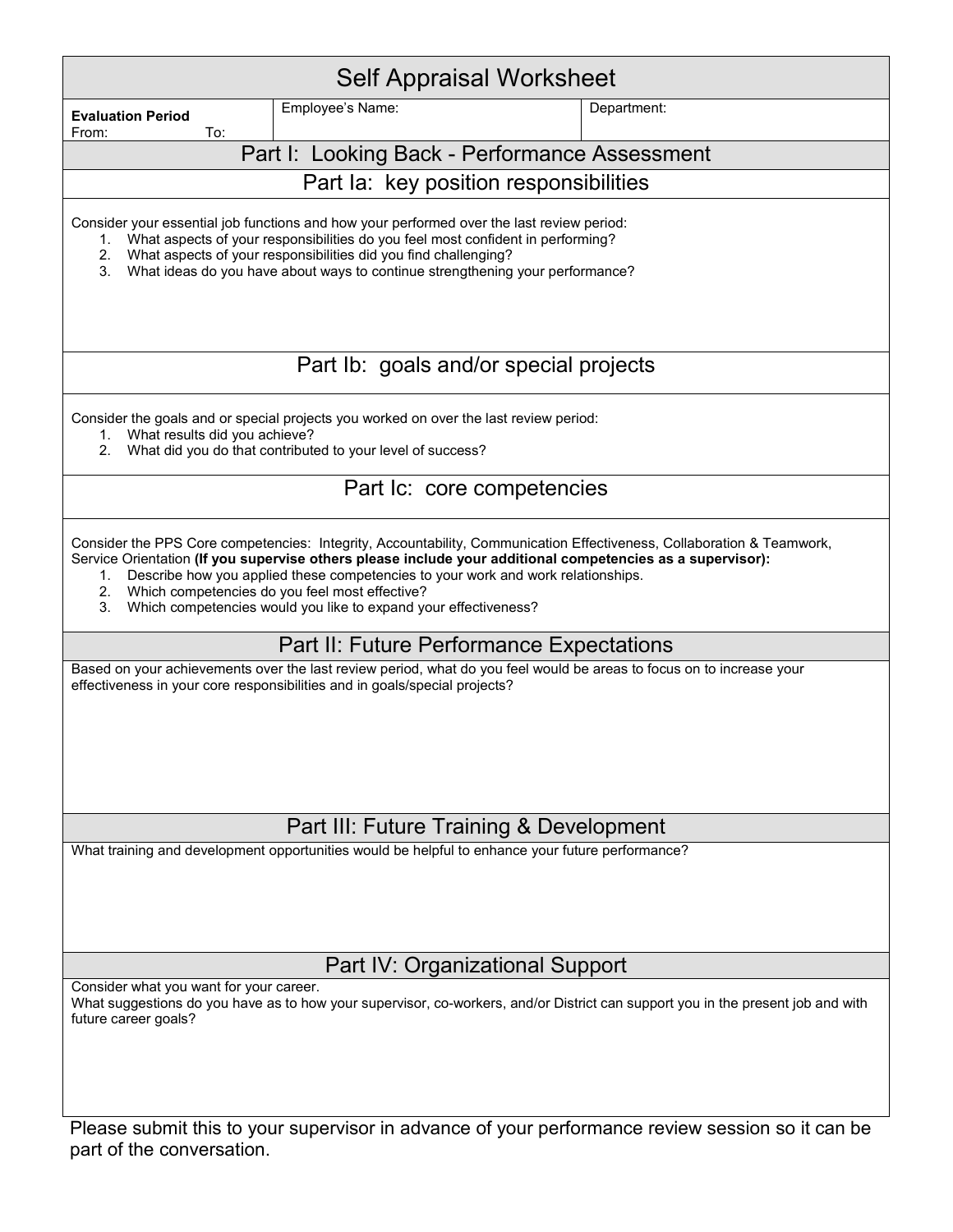# Self Appraisal Worksheet

| **Evaluation Period** From: To: | Employee's Name: | Department: |
|---|---|---|

## Part I: Looking Back - Performance Assessment

### Part Ia: key position responsibilities

Consider your essential job functions and how your performed over the last review period:

1. What aspects of your responsibilities do you feel most confident in performing?
2. What aspects of your responsibilities did you find challenging?
3. What ideas do you have about ways to continue strengthening your performance?

### Part Ib: goals and/or special projects

Consider the goals and or special projects you worked on over the last review period:

1. What results did you achieve?
2. What did you do that contributed to your level of success?

### Part Ic: core competencies

Consider the PPS Core competencies: Integrity, Accountability, Communication Effectiveness, Collaboration & Teamwork, Service Orientation **(If you supervise others please include your additional competencies as a supervisor):**

1. Describe how you applied these competencies to your work and work relationships.
2. Which competencies do you feel most effective?
3. Which competencies would you like to expand your effectiveness?

## Part II: Future Performance Expectations

Based on your achievements over the last review period, what do you feel would be areas to focus on to increase your effectiveness in your core responsibilities and in goals/special projects?

## Part III: Future Training & Development

What training and development opportunities would be helpful to enhance your future performance?

## Part IV: Organizational Support

Consider what you want for your career.
What suggestions do you have as to how your supervisor, co-workers, and/or District can support you in the present job and with future career goals?

Please submit this to your supervisor in advance of your performance review session so it can be part of the conversation.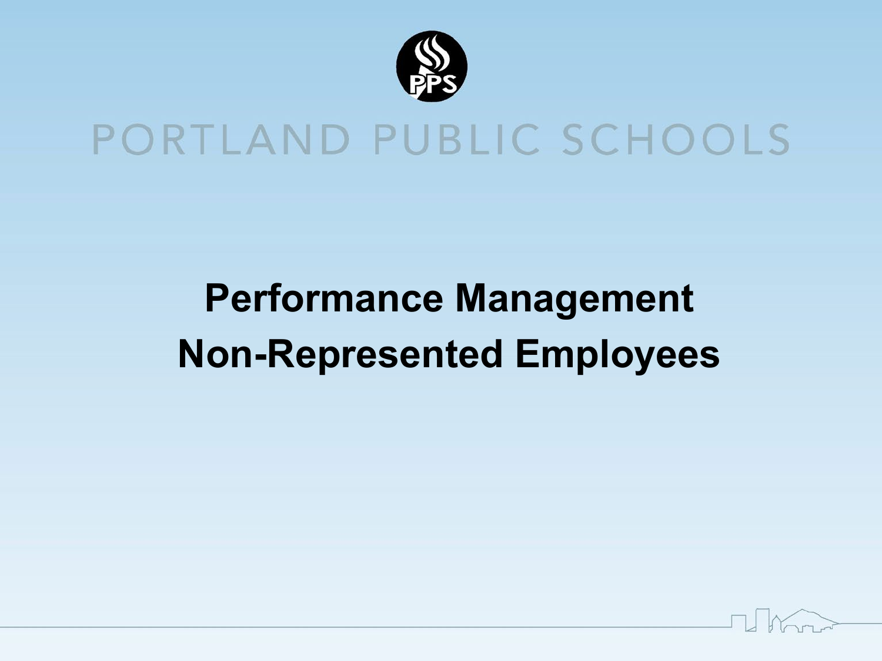PORTLAND PUBLIC SCHOOLS

# Performance Management
# Non-Represented Employees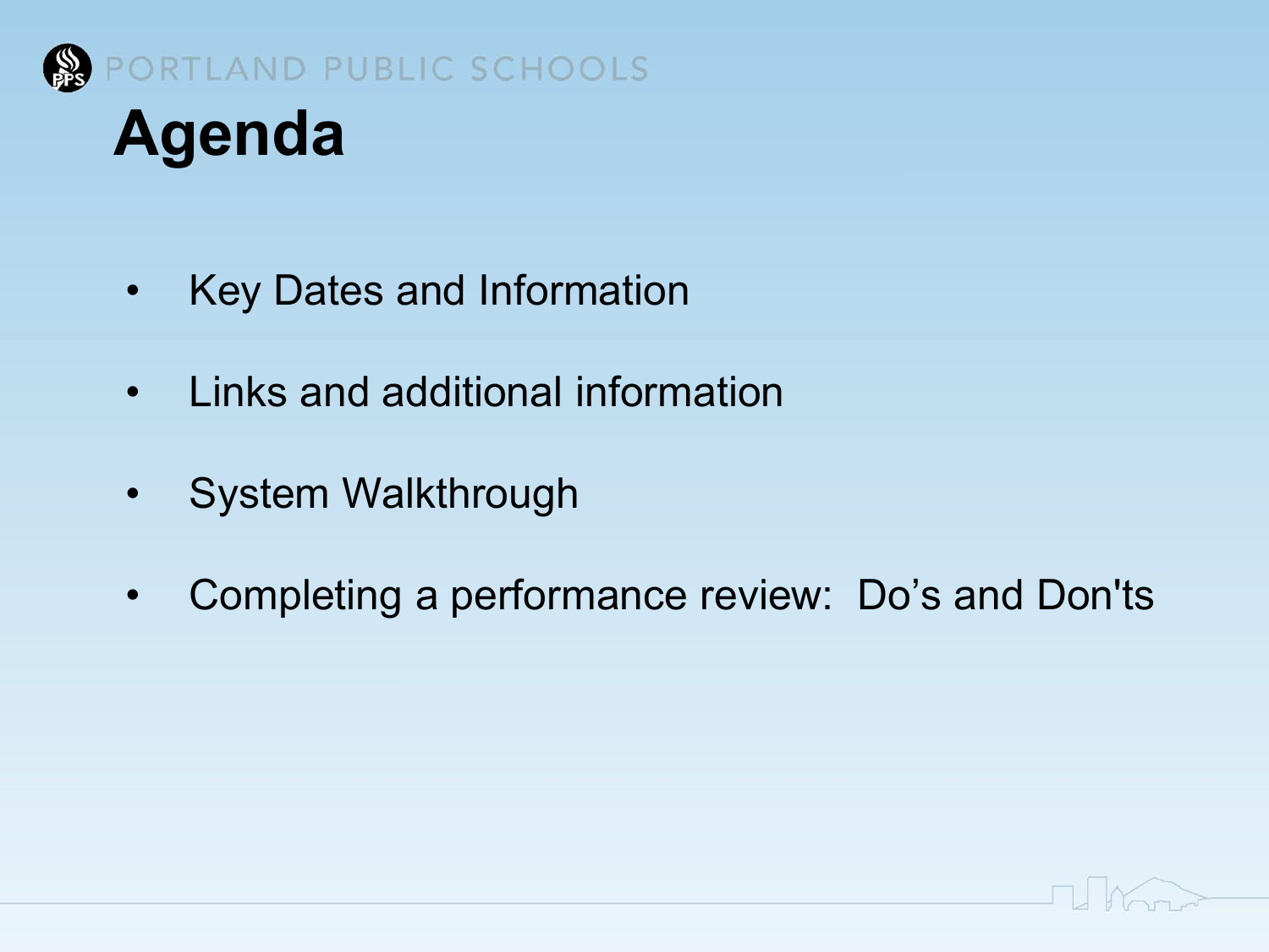# Agenda

- Key Dates and Information
- Links and additional information
- System Walkthrough
- Completing a performance review: Do’s and Don'ts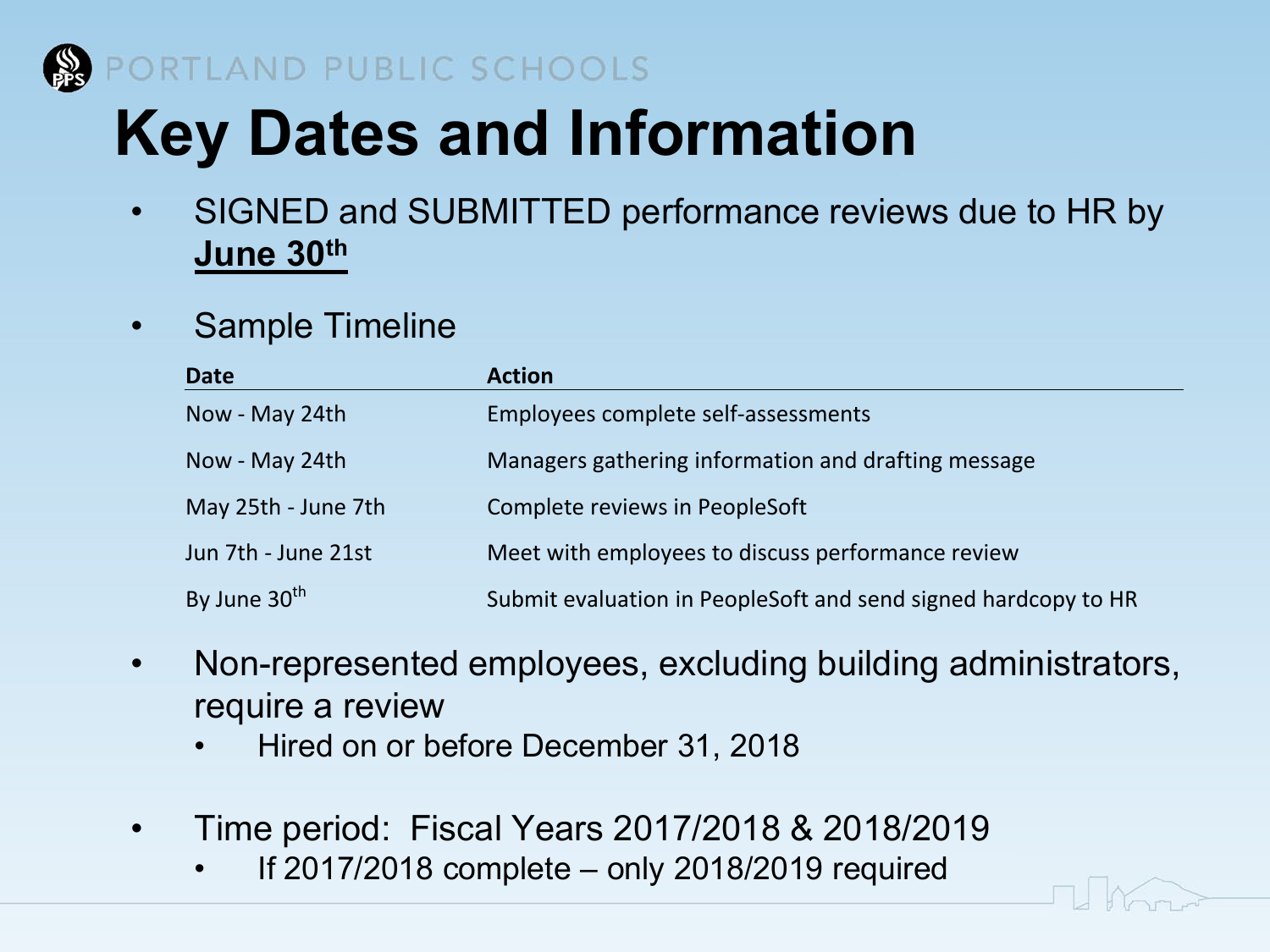# Key Dates and Information

- SIGNED and SUBMITTED performance reviews due to HR by **June 30th**

- Sample Timeline

| Date | Action |
|---|---|
| Now - May 24th | Employees complete self-assessments |
| Now - May 24th | Managers gathering information and drafting message |
| May 25th - June 7th | Complete reviews in PeopleSoft |
| Jun 7th - June 21st | Meet with employees to discuss performance review |
| By June 30th | Submit evaluation in PeopleSoft and send signed hardcopy to HR |

- Non-represented employees, excluding building administrators, require a review
  - Hired on or before December 31, 2018

- Time period: Fiscal Years 2017/2018 & 2018/2019
  - If 2017/2018 complete – only 2018/2019 required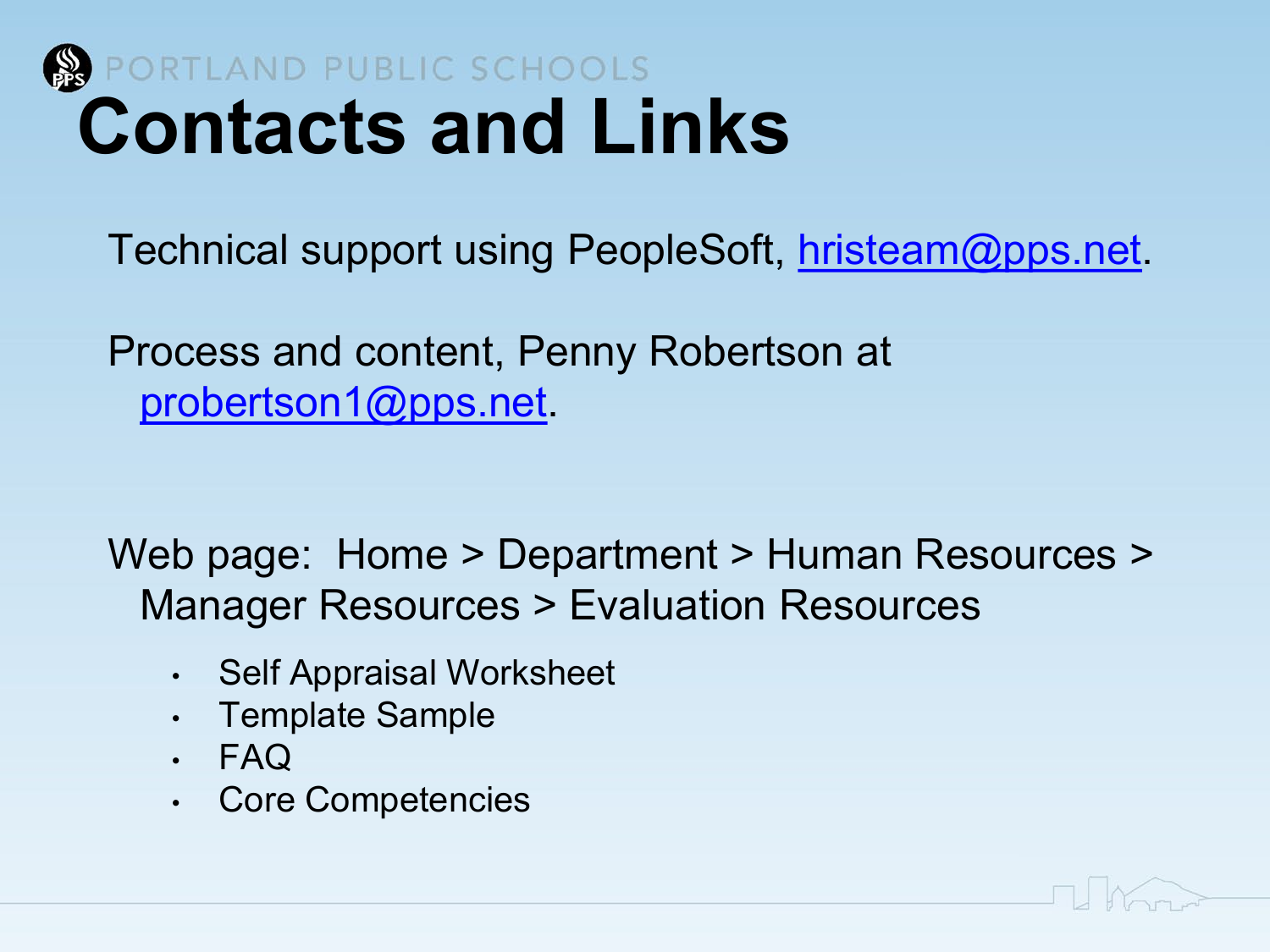# Contacts and Links

Technical support using PeopleSoft, hristeam@pps.net.

Process and content, Penny Robertson at probertson1@pps.net.

Web page: Home > Department > Human Resources > Manager Resources > Evaluation Resources

- Self Appraisal Worksheet
- Template Sample
- FAQ
- Core Competencies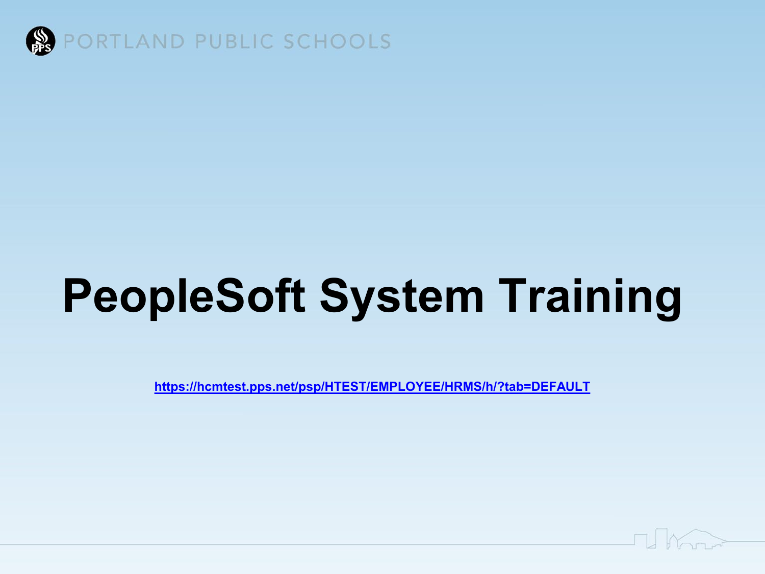PORTLAND PUBLIC SCHOOLS

# PeopleSoft System Training

https://hcmtest.pps.net/psp/HTEST/EMPLOYEE/HRMS/h/?tab=DEFAULT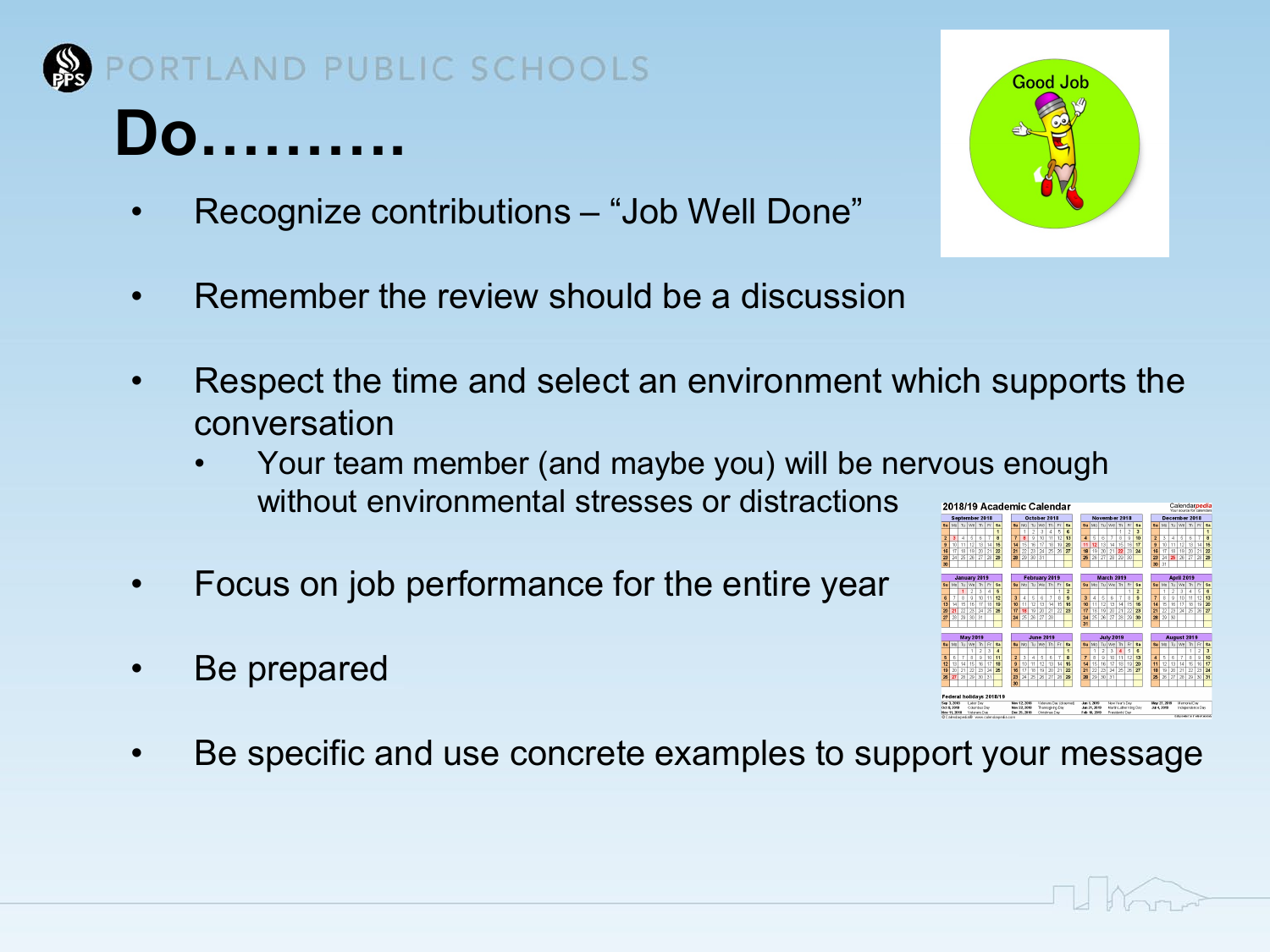# Do……….

- Recognize contributions – "Job Well Done"
- Remember the review should be a discussion
- Respect the time and select an environment which supports the conversation
  - Your team member (and maybe you) will be nervous enough without environmental stresses or distractions
- Focus on job performance for the entire year
- Be prepared
- Be specific and use concrete examples to support your message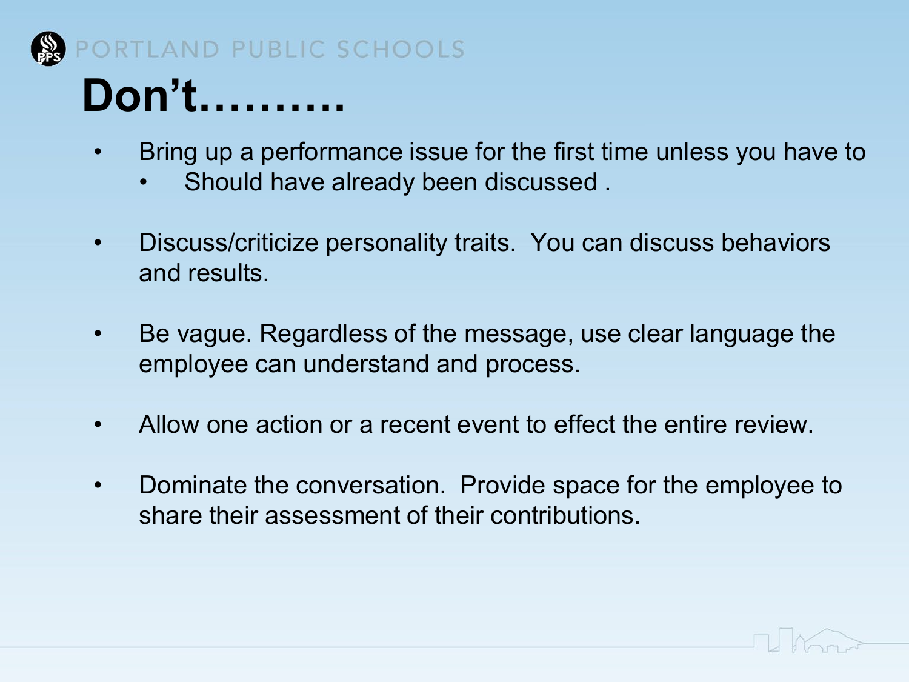# Don't……….

- Bring up a performance issue for the first time unless you have to
  - Should have already been discussed .
- Discuss/criticize personality traits. You can discuss behaviors and results.
- Be vague. Regardless of the message, use clear language the employee can understand and process.
- Allow one action or a recent event to effect the entire review.
- Dominate the conversation. Provide space for the employee to share their assessment of their contributions.